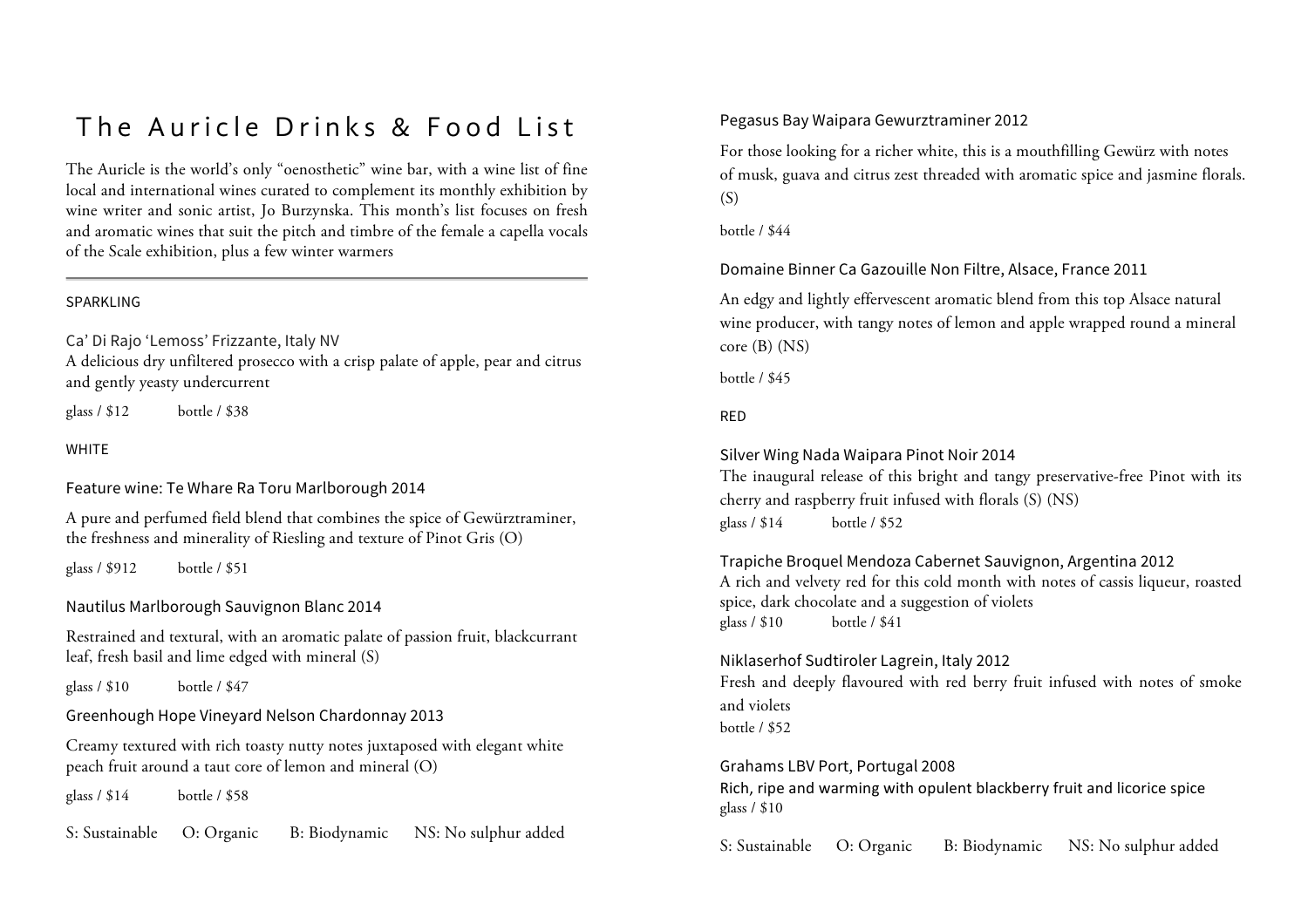# The Auricle Drinks & Food List

The Auricle is the world's only "oenosthetic" wine bar, with a wine list of fine local and international wines curated to complement its monthly exhibition by wine writer and sonic artist, Jo Burzynska. This month's list focuses on fresh and aromatic wines that suit the pitch and timbre of the female a capella vocals of the Scale exhibition, plus a few winter warmers

---

## SPARKLING

### Ca' Di Rajo 'Lemoss' Frizzante, Italy NV

A delicious dry unfiltered prosecco with a crisp palate of apple, pear and citrus and gently yeasty undercurrent

glass / $12 bottle / $38

## WHITE

### Feature wine: Te Whare Ra Toru Marlborough 2014

A pure and perfumed field blend that combines the spice of Gewürztraminer, the freshness and minerality of Riesling and texture of Pinot Gris (O)

glass / $912 bottle / $51

### Nautilus Marlborough Sauvignon Blanc 2014

Restrained and textural, with an aromatic palate of passion fruit, blackcurrant leaf, fresh basil and lime edged with mineral (S)

glass / $10 bottle / $47

### Greenhough Hope Vineyard Nelson Chardonnay 2013

Creamy textured with rich toasty nutty notes juxtaposed with elegant white peach fruit around a taut core of lemon and mineral (O)

glass / $14 bottle / $58

S: Sustainable O: Organic B: Biodynamic NS: No sulphur added

### Pegasus Bay Waipara Gewurztraminer 2012

For those looking for a richer white, this is a mouthfilling Gewürz with notes of musk, guava and citrus zest threaded with aromatic spice and jasmine florals. (S)

bottle / $44

### Domaine Binner Ca Gazouille Non Filtre, Alsace, France 2011

An edgy and lightly effervescent aromatic blend from this top Alsace natural wine producer, with tangy notes of lemon and apple wrapped round a mineral core (B) (NS)

bottle / $45

## RED

### Silver Wing Nada Waipara Pinot Noir 2014

The inaugural release of this bright and tangy preservative-free Pinot with its cherry and raspberry fruit infused with florals (S) (NS)

glass / $14 bottle / $52

### Trapiche Broquel Mendoza Cabernet Sauvignon, Argentina 2012

A rich and velvety red for this cold month with notes of cassis liqueur, roasted spice, dark chocolate and a suggestion of violets

glass / $10 bottle / $41

### Niklaserhof Sudtiroler Lagrein, Italy 2012

Fresh and deeply flavoured with red berry fruit infused with notes of smoke and violets

bottle / $52

### Grahams LBV Port, Portugal 2008

Rich, ripe and warming with opulent blackberry fruit and licorice spice

glass / $10

S: Sustainable O: Organic B: Biodynamic NS: No sulphur added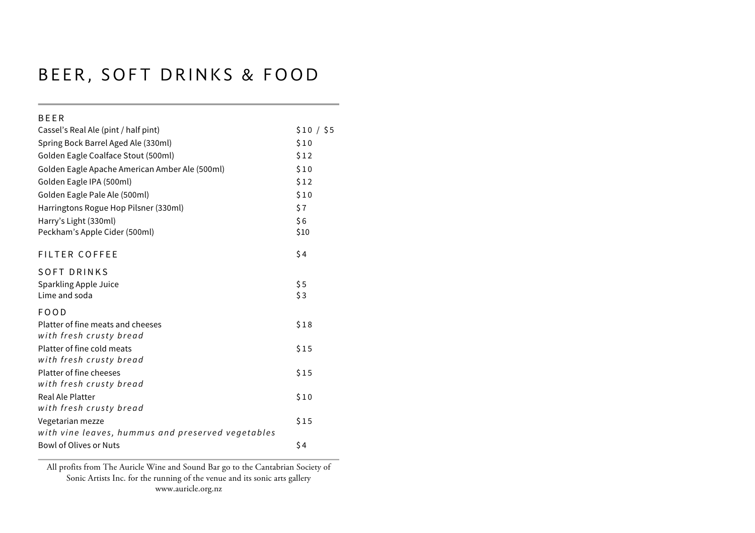# BEER, SOFT DRINKS & FOOD

## BEER

| | |
|---|---|
| Cassel's Real Ale (pint / half pint) | $10 / $5 |
| Spring Bock Barrel Aged Ale (330ml) | $10 |
| Golden Eagle Coalface Stout (500ml) | $12 |
| Golden Eagle Apache American Amber Ale (500ml) | $10 |
| Golden Eagle IPA (500ml) | $12 |
| Golden Eagle Pale Ale (500ml) | $10 |
| Harringtons Rogue Hop Pilsner (330ml) | $7 |
| Harry's Light (330ml) | $6 |
| Peckham's Apple Cider (500ml) | $10 |

## FILTER COFFEE — $4

## SOFT DRINKS

| | |
|---|---|
| Sparkling Apple Juice | $5 |
| Lime and soda | $3 |

## FOOD

| | |
|---|---|
| Platter of fine meats and cheeses *with fresh crusty bread* | $18 |
| Platter of fine cold meats *with fresh crusty bread* | $15 |
| Platter of fine cheeses *with fresh crusty bread* | $15 |
| Real Ale Platter *with fresh crusty bread* | $10 |
| Vegetarian mezze *with vine leaves, hummus and preserved vegetables* | $15 |
| Bowl of Olives or Nuts | $4 |

All profits from The Auricle Wine and Sound Bar go to the Cantabrian Society of Sonic Artists Inc. for the running of the venue and its sonic arts gallery
www.auricle.org.nz